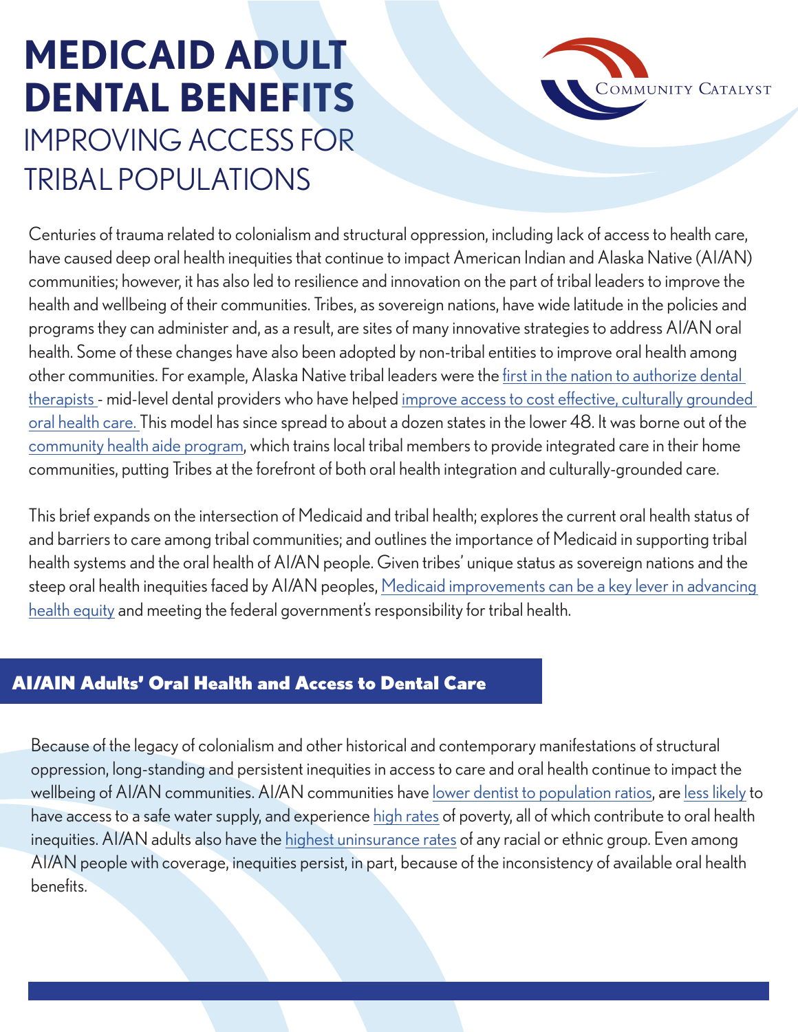# MEDICAID ADULT DENTAL BENEFITS

## IMPROVING ACCESS FOR TRIBAL POPULATIONS

Community Catalyst

Centuries of trauma related to colonialism and structural oppression, including lack of access to health care, have caused deep oral health inequities that continue to impact American Indian and Alaska Native (AI/AN) communities; however, it has also led to resilience and innovation on the part of tribal leaders to improve the health and wellbeing of their communities. Tribes, as sovereign nations, have wide latitude in the policies and programs they can administer and, as a result, are sites of many innovative strategies to address AI/AN oral health. Some of these changes have also been adopted by non-tribal entities to improve oral health among other communities. For example, Alaska Native tribal leaders were the first in the nation to authorize dental therapists - mid-level dental providers who have helped improve access to cost effective, culturally grounded oral health care. This model has since spread to about a dozen states in the lower 48. It was borne out of the community health aide program, which trains local tribal members to provide integrated care in their home communities, putting Tribes at the forefront of both oral health integration and culturally-grounded care.

This brief expands on the intersection of Medicaid and tribal health; explores the current oral health status of and barriers to care among tribal communities; and outlines the importance of Medicaid in supporting tribal health systems and the oral health of AI/AN people. Given tribes' unique status as sovereign nations and the steep oral health inequities faced by AI/AN peoples, Medicaid improvements can be a key lever in advancing health equity and meeting the federal government's responsibility for tribal health.

## AI/AIN Adults' Oral Health and Access to Dental Care

Because of the legacy of colonialism and other historical and contemporary manifestations of structural oppression, long-standing and persistent inequities in access to care and oral health continue to impact the wellbeing of AI/AN communities. AI/AN communities have lower dentist to population ratios, are less likely to have access to a safe water supply, and experience high rates of poverty, all of which contribute to oral health inequities. AI/AN adults also have the highest uninsurance rates of any racial or ethnic group. Even among AI/AN people with coverage, inequities persist, in part, because of the inconsistency of available oral health benefits.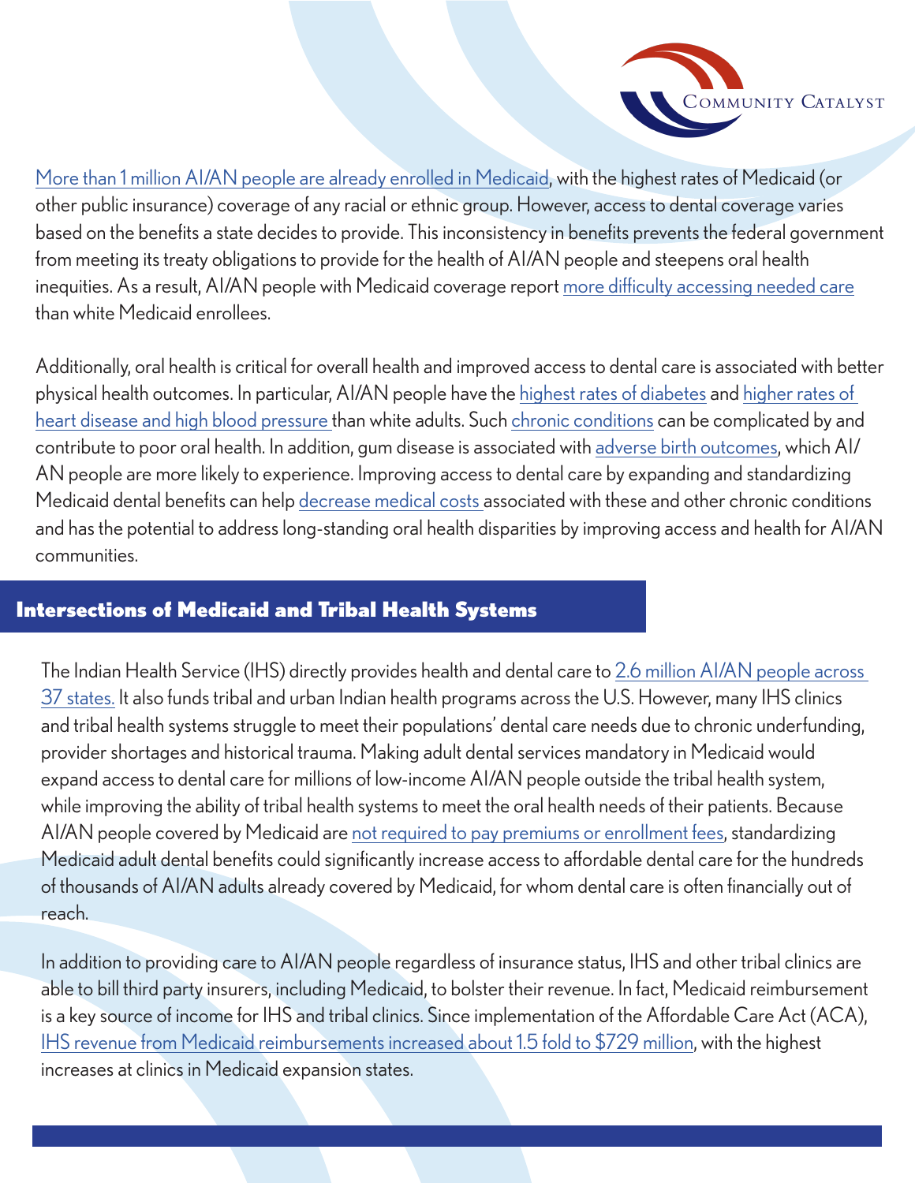More than 1 million AI/AN people are already enrolled in Medicaid, with the highest rates of Medicaid (or other public insurance) coverage of any racial or ethnic group. However, access to dental coverage varies based on the benefits a state decides to provide. This inconsistency in benefits prevents the federal government from meeting its treaty obligations to provide for the health of AI/AN people and steepens oral health inequities. As a result, AI/AN people with Medicaid coverage report more difficulty accessing needed care than white Medicaid enrollees.

Additionally, oral health is critical for overall health and improved access to dental care is associated with better physical health outcomes. In particular, AI/AN people have the highest rates of diabetes and higher rates of heart disease and high blood pressure than white adults. Such chronic conditions can be complicated by and contribute to poor oral health. In addition, gum disease is associated with adverse birth outcomes, which AI/AN people are more likely to experience. Improving access to dental care by expanding and standardizing Medicaid dental benefits can help decrease medical costs associated with these and other chronic conditions and has the potential to address long-standing oral health disparities by improving access and health for AI/AN communities.

## Intersections of Medicaid and Tribal Health Systems

The Indian Health Service (IHS) directly provides health and dental care to 2.6 million AI/AN people across 37 states. It also funds tribal and urban Indian health programs across the U.S. However, many IHS clinics and tribal health systems struggle to meet their populations' dental care needs due to chronic underfunding, provider shortages and historical trauma. Making adult dental services mandatory in Medicaid would expand access to dental care for millions of low-income AI/AN people outside the tribal health system, while improving the ability of tribal health systems to meet the oral health needs of their patients. Because AI/AN people covered by Medicaid are not required to pay premiums or enrollment fees, standardizing Medicaid adult dental benefits could significantly increase access to affordable dental care for the hundreds of thousands of AI/AN adults already covered by Medicaid, for whom dental care is often financially out of reach.

In addition to providing care to AI/AN people regardless of insurance status, IHS and other tribal clinics are able to bill third party insurers, including Medicaid, to bolster their revenue. In fact, Medicaid reimbursement is a key source of income for IHS and tribal clinics. Since implementation of the Affordable Care Act (ACA), IHS revenue from Medicaid reimbursements increased about 1.5 fold to $729 million, with the highest increases at clinics in Medicaid expansion states.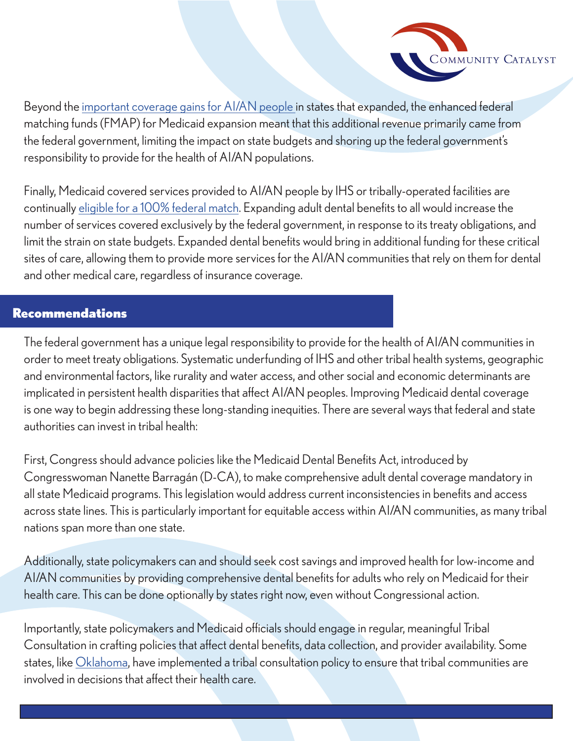Beyond the [important coverage gains for AI/AN people](#) in states that expanded, the enhanced federal matching funds (FMAP) for Medicaid expansion meant that this additional revenue primarily came from the federal government, limiting the impact on state budgets and shoring up the federal government's responsibility to provide for the health of AI/AN populations.

Finally, Medicaid covered services provided to AI/AN people by IHS or tribally-operated facilities are continually [eligible for a 100% federal match](#). Expanding adult dental benefits to all would increase the number of services covered exclusively by the federal government, in response to its treaty obligations, and limit the strain on state budgets. Expanded dental benefits would bring in additional funding for these critical sites of care, allowing them to provide more services for the AI/AN communities that rely on them for dental and other medical care, regardless of insurance coverage.

## Recommendations

The federal government has a unique legal responsibility to provide for the health of AI/AN communities in order to meet treaty obligations. Systematic underfunding of IHS and other tribal health systems, geographic and environmental factors, like rurality and water access, and other social and economic determinants are implicated in persistent health disparities that affect AI/AN peoples. Improving Medicaid dental coverage is one way to begin addressing these long-standing inequities. There are several ways that federal and state authorities can invest in tribal health:

First, Congress should advance policies like the Medicaid Dental Benefits Act, introduced by Congresswoman Nanette Barragán (D-CA), to make comprehensive adult dental coverage mandatory in all state Medicaid programs. This legislation would address current inconsistencies in benefits and access across state lines. This is particularly important for equitable access within AI/AN communities, as many tribal nations span more than one state.

Additionally, state policymakers can and should seek cost savings and improved health for low-income and AI/AN communities by providing comprehensive dental benefits for adults who rely on Medicaid for their health care. This can be done optionally by states right now, even without Congressional action.

Importantly, state policymakers and Medicaid officials should engage in regular, meaningful Tribal Consultation in crafting policies that affect dental benefits, data collection, and provider availability. Some states, like [Oklahoma](#), have implemented a tribal consultation policy to ensure that tribal communities are involved in decisions that affect their health care.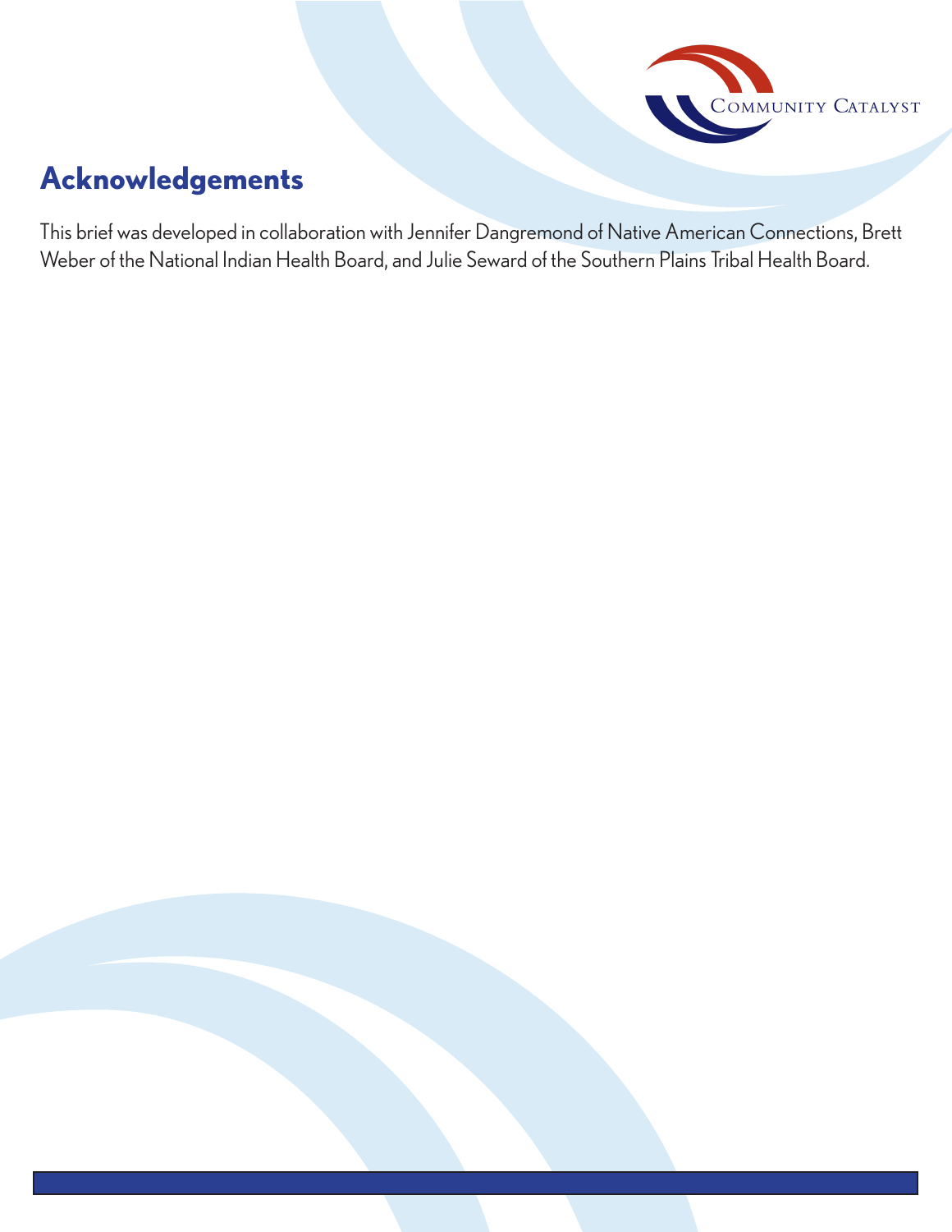## Acknowledgements

This brief was developed in collaboration with Jennifer Dangremond of Native American Connections, Brett Weber of the National Indian Health Board, and Julie Seward of the Southern Plains Tribal Health Board.